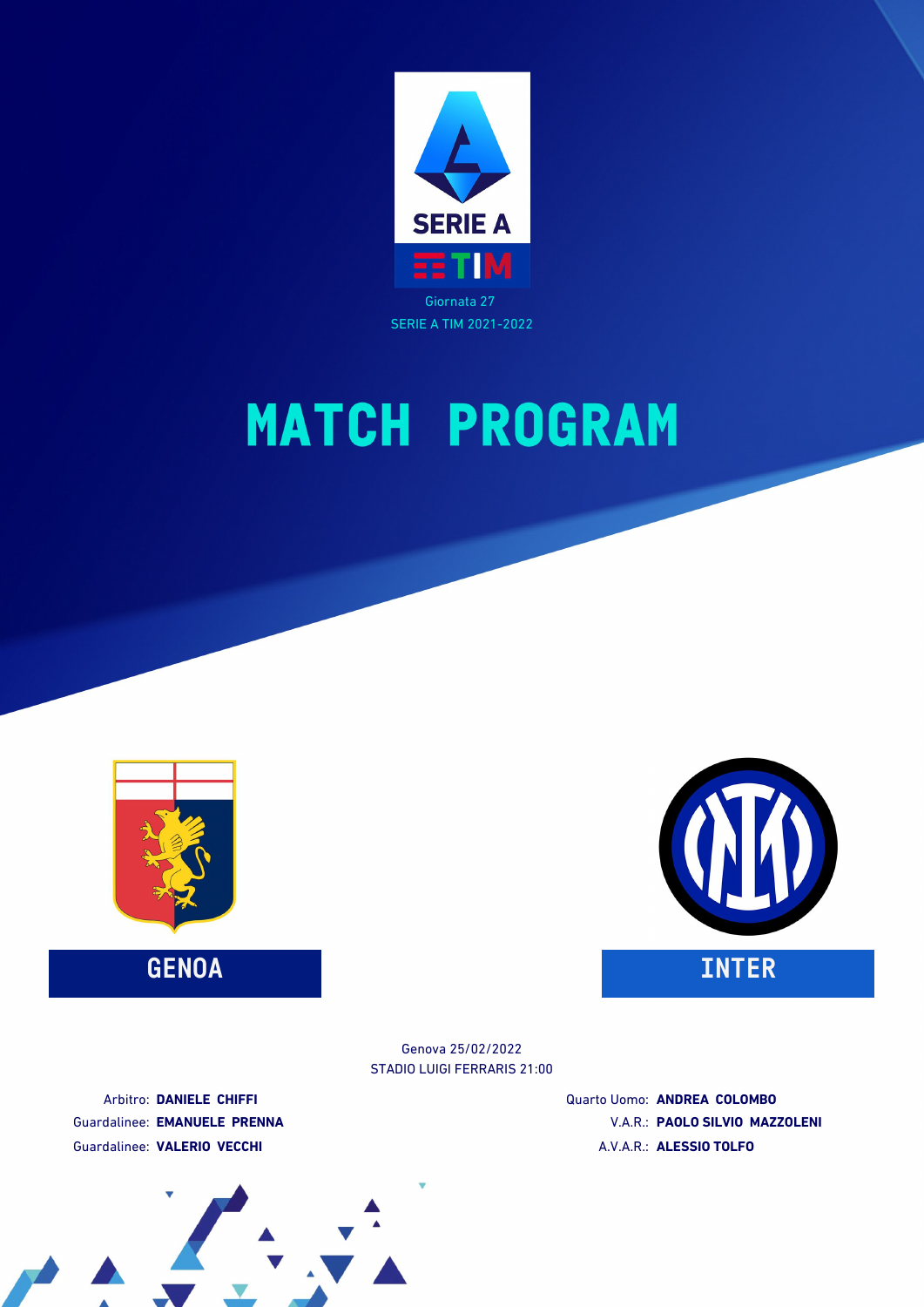SERIE A TIM

Giornata 27

SERIE A TIM 2021-2022

# MATCH PROGRAM

**GENOA** — **INTER**

Genova 25/02/2022

STADIO LUIGI FERRARIS 21:00

Arbitro: **DANIELE CHIFFI**

Guardalinee: **EMANUELE PRENNA**

Guardalinee: **VALERIO VECCHI**

Quarto Uomo: **ANDREA COLOMBO**

V.A.R.: **PAOLO SILVIO MAZZOLENI**

A.V.A.R.: **ALESSIO TOLFO**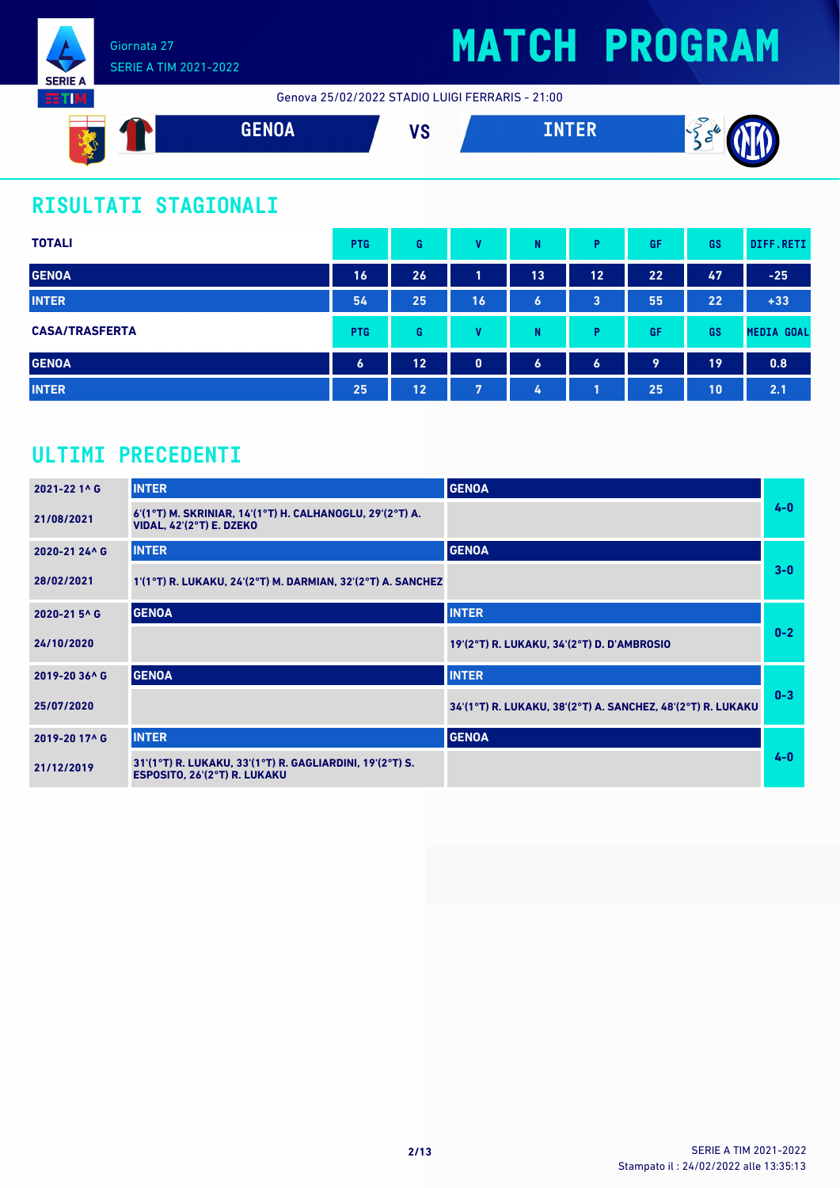Giornata 27
SERIE A TIM 2021-2022

# MATCH PROGRAM

Genova 25/02/2022 STADIO LUIGI FERRARIS - 21:00

**GENOA** VS **INTER**

## RISULTATI STAGIONALI

| TOTALI | PTG | G | V | N | P | GF | GS | DIFF.RETI |
|---|---|---|---|---|---|---|---|---|
| GENOA | 16 | 26 | 1 | 13 | 12 | 22 | 47 | -25 |
| INTER | 54 | 25 | 16 | 6 | 3 | 55 | 22 | +33 |

| CASA/TRASFERTA | PTG | G | V | N | P | GF | GS | MEDIA GOAL |
|---|---|---|---|---|---|---|---|---|
| GENOA | 6 | 12 | 0 | 6 | 6 | 9 | 19 | 0.8 |
| INTER | 25 | 12 | 7 | 4 | 1 | 25 | 10 | 2.1 |

## ULTIMI PRECEDENTI

| Giornata / Data | Casa | Trasferta | Risultato |
|---|---|---|---|
| 2021-22 1^ G<br>21/08/2021 | INTER<br>6'(1°T) M. SKRINIAR, 14'(1°T) H. CALHANOGLU, 29'(2°T) A. VIDAL, 42'(2°T) E. DZEKO | GENOA | 4-0 |
| 2020-21 24^ G<br>28/02/2021 | INTER<br>1'(1°T) R. LUKAKU, 24'(2°T) M. DARMIAN, 32'(2°T) A. SANCHEZ | GENOA | 3-0 |
| 2020-21 5^ G<br>24/10/2020 | GENOA | INTER<br>19'(2°T) R. LUKAKU, 34'(2°T) D. D'AMBROSIO | 0-2 |
| 2019-20 36^ G<br>25/07/2020 | GENOA | INTER<br>34'(1°T) R. LUKAKU, 38'(2°T) A. SANCHEZ, 48'(2°T) R. LUKAKU | 0-3 |
| 2019-20 17^ G<br>21/12/2019 | INTER<br>31'(1°T) R. LUKAKU, 33'(1°T) R. GAGLIARDINI, 19'(2°T) S. ESPOSITO, 26'(2°T) R. LUKAKU | GENOA | 4-0 |

SERIE A TIM 2021-2022
Stampato il : 24/02/2022 alle 13:35:13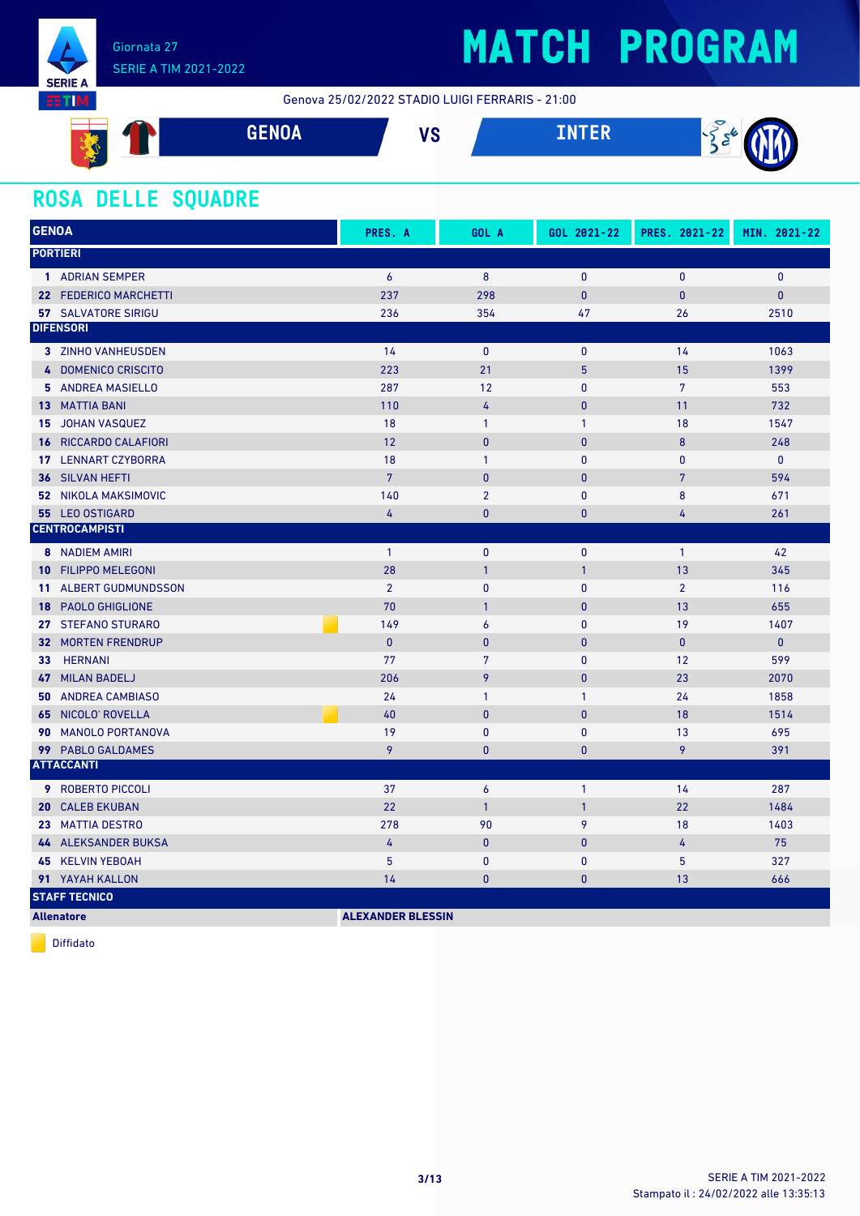# MATCH PROGRAM

Giornata 27
SERIE A TIM 2021-2022

Genova 25/02/2022 STADIO LUIGI FERRARIS - 21:00

**GENOA** VS **INTER**

## ROSA DELLE SQUADRE

| GENOA | | PRES. A | GOL A | GOL 2021-22 | PRES. 2021-22 | MIN. 2021-22 |
|---|---|---|---|---|---|---|
| **PORTIERI** | | | | | | |
| 1 | ADRIAN SEMPER | 6 | 8 | 0 | 0 | 0 |
| 22 | FEDERICO MARCHETTI | 237 | 298 | 0 | 0 | 0 |
| 57 | SALVATORE SIRIGU | 236 | 354 | 47 | 26 | 2510 |
| **DIFENSORI** | | | | | | |
| 3 | ZINHO VANHEUSDEN | 14 | 0 | 0 | 14 | 1063 |
| 4 | DOMENICO CRISCITO | 223 | 21 | 5 | 15 | 1399 |
| 5 | ANDREA MASIELLO | 287 | 12 | 0 | 7 | 553 |
| 13 | MATTIA BANI | 110 | 4 | 0 | 11 | 732 |
| 15 | JOHAN VASQUEZ | 18 | 1 | 1 | 18 | 1547 |
| 16 | RICCARDO CALAFIORI | 12 | 0 | 0 | 8 | 248 |
| 17 | LENNART CZYBORRA | 18 | 1 | 0 | 0 | 0 |
| 36 | SILVAN HEFTI | 7 | 0 | 0 | 7 | 594 |
| 52 | NIKOLA MAKSIMOVIC | 140 | 2 | 0 | 8 | 671 |
| 55 | LEO OSTIGARD | 4 | 0 | 0 | 4 | 261 |
| **CENTROCAMPISTI** | | | | | | |
| 8 | NADIEM AMIRI | 1 | 0 | 0 | 1 | 42 |
| 10 | FILIPPO MELEGONI | 28 | 1 | 1 | 13 | 345 |
| 11 | ALBERT GUDMUNDSSON | 2 | 0 | 0 | 2 | 116 |
| 18 | PAOLO GHIGLIONE | 70 | 1 | 0 | 13 | 655 |
| 27 | STEFANO STURARO (Diffidato) | 149 | 6 | 0 | 19 | 1407 |
| 32 | MORTEN FRENDRUP | 0 | 0 | 0 | 0 | 0 |
| 33 | HERNANI | 77 | 7 | 0 | 12 | 599 |
| 47 | MILAN BADELJ | 206 | 9 | 0 | 23 | 2070 |
| 50 | ANDREA CAMBIASO | 24 | 1 | 1 | 24 | 1858 |
| 65 | NICOLO' ROVELLA (Diffidato) | 40 | 0 | 0 | 18 | 1514 |
| 90 | MANOLO PORTANOVA | 19 | 0 | 0 | 13 | 695 |
| 99 | PABLO GALDAMES | 9 | 0 | 0 | 9 | 391 |
| **ATTACCANTI** | | | | | | |
| 9 | ROBERTO PICCOLI | 37 | 6 | 1 | 14 | 287 |
| 20 | CALEB EKUBAN | 22 | 1 | 1 | 22 | 1484 |
| 23 | MATTIA DESTRO | 278 | 90 | 9 | 18 | 1403 |
| 44 | ALEKSANDER BUKSA | 4 | 0 | 0 | 4 | 75 |
| 45 | KELVIN YEBOAH | 5 | 0 | 0 | 5 | 327 |
| 91 | YAYAH KALLON | 14 | 0 | 0 | 13 | 666 |
| **STAFF TECNICO** | | | | | | |
| **Allenatore** | | **ALEXANDER BLESSIN** | | | | |

Diffidato

SERIE A TIM 2021-2022
Stampato il : 24/02/2022 alle 13:35:13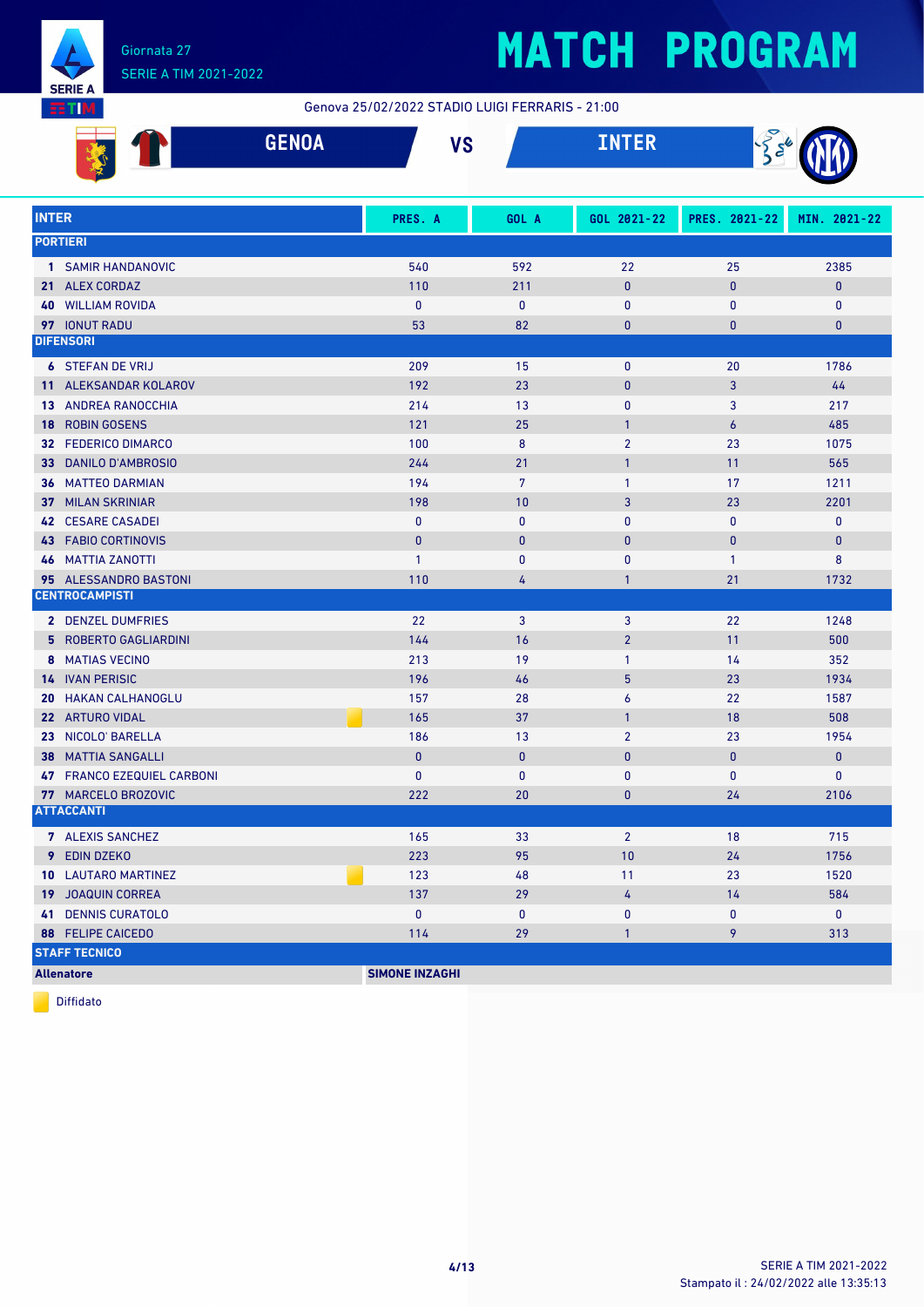# MATCH PROGRAM

Giornata 27
SERIE A TIM 2021-2022

Genova 25/02/2022 STADIO LUIGI FERRARIS - 21:00

**GENOA** VS **INTER**

| INTER | PRES. A | GOL A | GOL 2021-22 | PRES. 2021-22 | MIN. 2021-22 |
|---|---|---|---|---|---|
| **PORTIERI** | | | | | |
| 1 SAMIR HANDANOVIC | 540 | 592 | 22 | 25 | 2385 |
| 21 ALEX CORDAZ | 110 | 211 | 0 | 0 | 0 |
| 40 WILLIAM ROVIDA | 0 | 0 | 0 | 0 | 0 |
| 97 IONUT RADU | 53 | 82 | 0 | 0 | 0 |
| **DIFENSORI** | | | | | |
| 6 STEFAN DE VRIJ | 209 | 15 | 0 | 20 | 1786 |
| 11 ALEKSANDAR KOLAROV | 192 | 23 | 0 | 3 | 44 |
| 13 ANDREA RANOCCHIA | 214 | 13 | 0 | 3 | 217 |
| 18 ROBIN GOSENS | 121 | 25 | 1 | 6 | 485 |
| 32 FEDERICO DIMARCO | 100 | 8 | 2 | 23 | 1075 |
| 33 DANILO D'AMBROSIO | 244 | 21 | 1 | 11 | 565 |
| 36 MATTEO DARMIAN | 194 | 7 | 1 | 17 | 1211 |
| 37 MILAN SKRINIAR | 198 | 10 | 3 | 23 | 2201 |
| 42 CESARE CASADEI | 0 | 0 | 0 | 0 | 0 |
| 43 FABIO CORTINOVIS | 0 | 0 | 0 | 0 | 0 |
| 46 MATTIA ZANOTTI | 1 | 0 | 0 | 1 | 8 |
| 95 ALESSANDRO BASTONI | 110 | 4 | 1 | 21 | 1732 |
| **CENTROCAMPISTI** | | | | | |
| 2 DENZEL DUMFRIES | 22 | 3 | 3 | 22 | 1248 |
| 5 ROBERTO GAGLIARDINI | 144 | 16 | 2 | 11 | 500 |
| 8 MATIAS VECINO | 213 | 19 | 1 | 14 | 352 |
| 14 IVAN PERISIC | 196 | 46 | 5 | 23 | 1934 |
| 20 HAKAN CALHANOGLU | 157 | 28 | 6 | 22 | 1587 |
| 22 ARTURO VIDAL (Diffidato) | 165 | 37 | 1 | 18 | 508 |
| 23 NICOLO' BARELLA | 186 | 13 | 2 | 23 | 1954 |
| 38 MATTIA SANGALLI | 0 | 0 | 0 | 0 | 0 |
| 47 FRANCO EZEQUIEL CARBONI | 0 | 0 | 0 | 0 | 0 |
| 77 MARCELO BROZOVIC | 222 | 20 | 0 | 24 | 2106 |
| **ATTACCANTI** | | | | | |
| 7 ALEXIS SANCHEZ | 165 | 33 | 2 | 18 | 715 |
| 9 EDIN DZEKO | 223 | 95 | 10 | 24 | 1756 |
| 10 LAUTARO MARTINEZ (Diffidato) | 123 | 48 | 11 | 23 | 1520 |
| 19 JOAQUIN CORREA | 137 | 29 | 4 | 14 | 584 |
| 41 DENNIS CURATOLO | 0 | 0 | 0 | 0 | 0 |
| 88 FELIPE CAICEDO | 114 | 29 | 1 | 9 | 313 |
| **STAFF TECNICO** | | | | | |
| **Allenatore** | **SIMONE INZAGHI** | | | | |

Diffidato

Stampato il : 24/02/2022 alle 13:35:13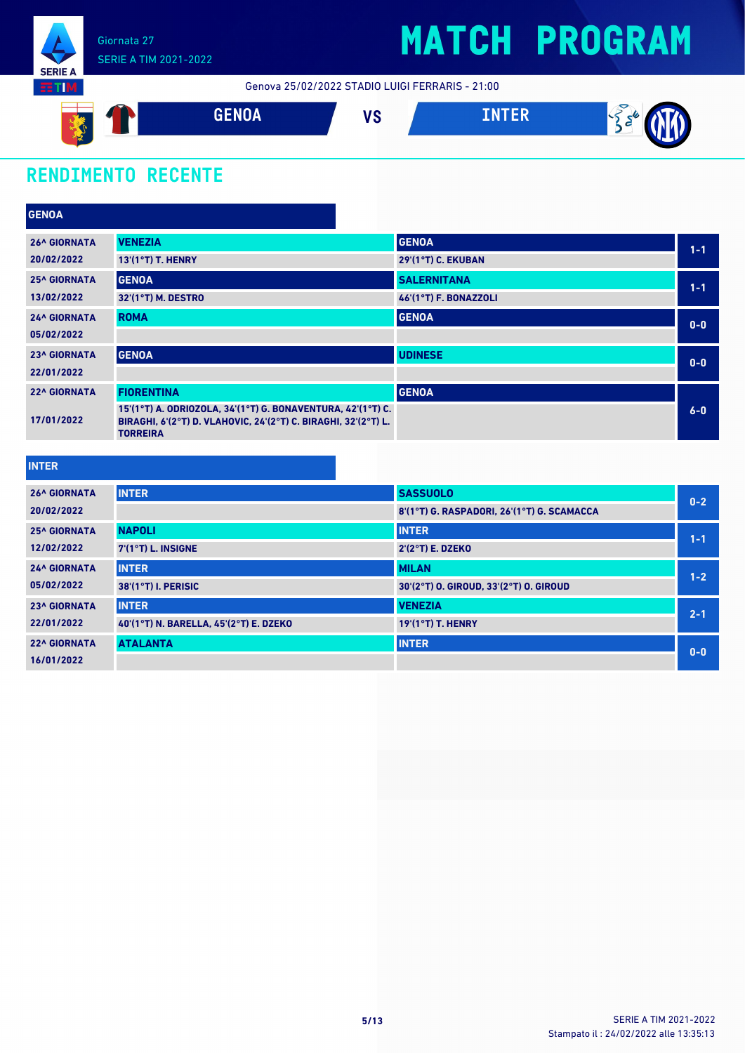# MATCH PROGRAM

Giornata 27
SERIE A TIM 2021-2022

Genova 25/02/2022 STADIO LUIGI FERRARIS - 21:00

**GENOA** VS **INTER**

## RENDIMENTO RECENTE

### GENOA

| Giornata | Casa | Trasferta | Risultato |
|---|---|---|---|
| 26^ GIORNATA 20/02/2022 | VENEZIA<br>13'(1°T) T. HENRY | GENOA<br>29'(1°T) C. EKUBAN | 1-1 |
| 25^ GIORNATA 13/02/2022 | GENOA<br>32'(1°T) M. DESTRO | SALERNITANA<br>46'(1°T) F. BONAZZOLI | 1-1 |
| 24^ GIORNATA 05/02/2022 | ROMA | GENOA | 0-0 |
| 23^ GIORNATA 22/01/2022 | GENOA | UDINESE | 0-0 |
| 22^ GIORNATA 17/01/2022 | FIORENTINA<br>15'(1°T) A. ODRIOZOLA, 34'(1°T) G. BONAVENTURA, 42'(1°T) C. BIRAGHI, 6'(2°T) D. VLAHOVIC, 24'(2°T) C. BIRAGHI, 32'(2°T) L. TORREIRA | GENOA | 6-0 |

### INTER

| Giornata | Casa | Trasferta | Risultato |
|---|---|---|---|
| 26^ GIORNATA 20/02/2022 | INTER | SASSUOLO<br>8'(1°T) G. RASPADORI, 26'(1°T) G. SCAMACCA | 0-2 |
| 25^ GIORNATA 12/02/2022 | NAPOLI<br>7'(1°T) L. INSIGNE | INTER<br>2'(2°T) E. DZEKO | 1-1 |
| 24^ GIORNATA 05/02/2022 | INTER<br>38'(1°T) I. PERISIC | MILAN<br>30'(2°T) O. GIROUD, 33'(2°T) O. GIROUD | 1-2 |
| 23^ GIORNATA 22/01/2022 | INTER<br>40'(1°T) N. BARELLA, 45'(2°T) E. DZEKO | VENEZIA<br>19'(1°T) T. HENRY | 2-1 |
| 22^ GIORNATA 16/01/2022 | ATALANTA | INTER | 0-0 |

SERIE A TIM 2021-2022
Stampato il : 24/02/2022 alle 13:35:13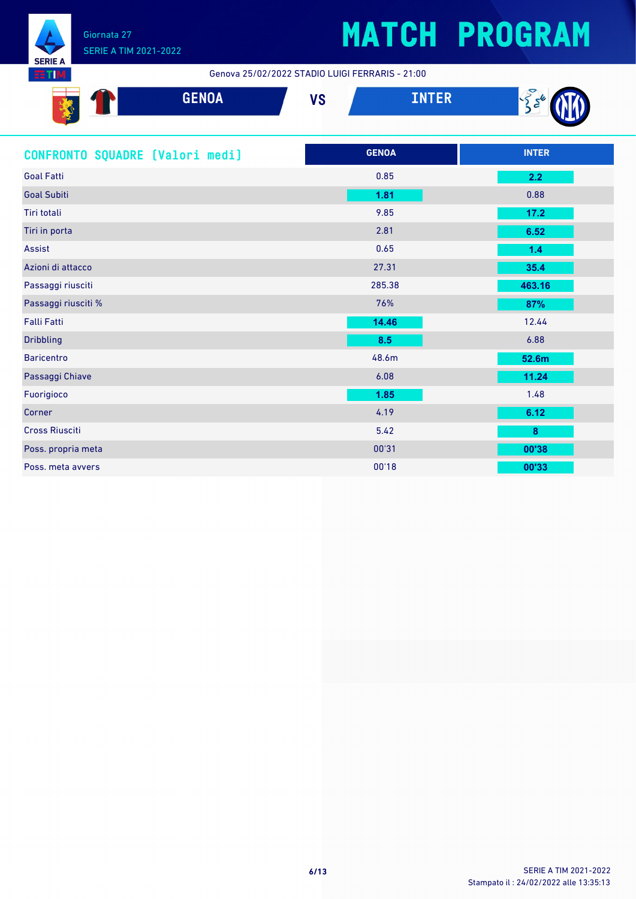# MATCH PROGRAM

Giornata 27
SERIE A TIM 2021-2022

Genova 25/02/2022 STADIO LUIGI FERRARIS - 21:00

**GENOA** VS **INTER**

## CONFRONTO SQUADRE [Valori medi]

| | GENOA | INTER |
|---|---|---|
| Goal Fatti | 0.85 | **2.2** |
| Goal Subiti | **1.81** | 0.88 |
| Tiri totali | 9.85 | **17.2** |
| Tiri in porta | 2.81 | **6.52** |
| Assist | 0.65 | **1.4** |
| Azioni di attacco | 27.31 | **35.4** |
| Passaggi riusciti | 285.38 | **463.16** |
| Passaggi riusciti % | 76% | **87%** |
| Falli Fatti | **14.46** | 12.44 |
| Dribbling | **8.5** | 6.88 |
| Baricentro | 48.6m | **52.6m** |
| Passaggi Chiave | 6.08 | **11.24** |
| Fuorigioco | **1.85** | 1.48 |
| Corner | 4.19 | **6.12** |
| Cross Riusciti | 5.42 | **8** |
| Poss. propria meta | 00'31 | **00'38** |
| Poss. meta avvers | 00'18 | **00'33** |

Stampato il : 24/02/2022 alle 13:35:13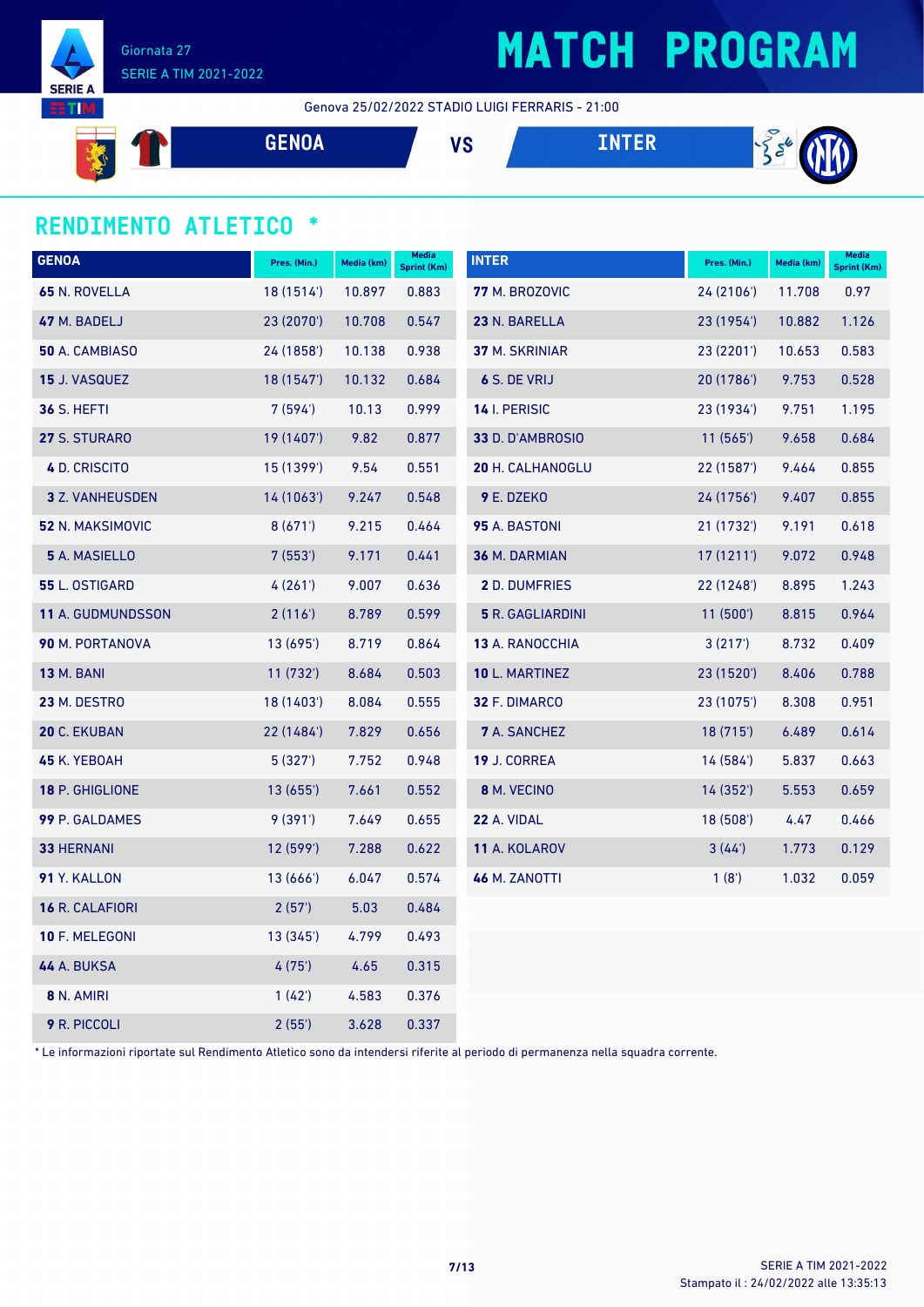# MATCH PROGRAM

Giornata 27
SERIE A TIM 2021-2022

Genova 25/02/2022 STADIO LUIGI FERRARIS - 21:00

GENOA VS INTER

## RENDIMENTO ATLETICO *

| GENOA | Pres. (Min.) | Media (km) | Media Sprint (Km) |
|---|---|---|---|
| **65** N. ROVELLA | 18 (1514') | 10.897 | 0.883 |
| **47** M. BADELJ | 23 (2070') | 10.708 | 0.547 |
| **50** A. CAMBIASO | 24 (1858') | 10.138 | 0.938 |
| **15** J. VASQUEZ | 18 (1547') | 10.132 | 0.684 |
| **36** S. HEFTI | 7 (594') | 10.13 | 0.999 |
| **27** S. STURARO | 19 (1407') | 9.82 | 0.877 |
| **4** D. CRISCITO | 15 (1399') | 9.54 | 0.551 |
| **3** Z. VANHEUSDEN | 14 (1063') | 9.247 | 0.548 |
| **52** N. MAKSIMOVIC | 8 (671') | 9.215 | 0.464 |
| **5** A. MASIELLO | 7 (553') | 9.171 | 0.441 |
| **55** L. OSTIGARD | 4 (261') | 9.007 | 0.636 |
| **11** A. GUDMUNDSSON | 2 (116') | 8.789 | 0.599 |
| **90** M. PORTANOVA | 13 (695') | 8.719 | 0.864 |
| **13** M. BANI | 11 (732') | 8.684 | 0.503 |
| **23** M. DESTRO | 18 (1403') | 8.084 | 0.555 |
| **20** C. EKUBAN | 22 (1484') | 7.829 | 0.656 |
| **45** K. YEBOAH | 5 (327') | 7.752 | 0.948 |
| **18** P. GHIGLIONE | 13 (655') | 7.661 | 0.552 |
| **99** P. GALDAMES | 9 (391') | 7.649 | 0.655 |
| **33** HERNANI | 12 (599') | 7.288 | 0.622 |
| **91** Y. KALLON | 13 (666') | 6.047 | 0.574 |
| **16** R. CALAFIORI | 2 (57') | 5.03 | 0.484 |
| **10** F. MELEGONI | 13 (345') | 4.799 | 0.493 |
| **44** A. BUKSA | 4 (75') | 4.65 | 0.315 |
| **8** N. AMIRI | 1 (42') | 4.583 | 0.376 |
| **9** R. PICCOLI | 2 (55') | 3.628 | 0.337 |

| INTER | Pres. (Min.) | Media (km) | Media Sprint (Km) |
|---|---|---|---|
| **77** M. BROZOVIC | 24 (2106') | 11.708 | 0.97 |
| **23** N. BARELLA | 23 (1954') | 10.882 | 1.126 |
| **37** M. SKRINIAR | 23 (2201') | 10.653 | 0.583 |
| **6** S. DE VRIJ | 20 (1786') | 9.753 | 0.528 |
| **14** I. PERISIC | 23 (1934') | 9.751 | 1.195 |
| **33** D. D'AMBROSIO | 11 (565') | 9.658 | 0.684 |
| **20** H. CALHANOGLU | 22 (1587') | 9.464 | 0.855 |
| **9** E. DZEKO | 24 (1756') | 9.407 | 0.855 |
| **95** A. BASTONI | 21 (1732') | 9.191 | 0.618 |
| **36** M. DARMIAN | 17 (1211') | 9.072 | 0.948 |
| **2** D. DUMFRIES | 22 (1248') | 8.895 | 1.243 |
| **5** R. GAGLIARDINI | 11 (500') | 8.815 | 0.964 |
| **13** A. RANOCCHIA | 3 (217') | 8.732 | 0.409 |
| **10** L. MARTINEZ | 23 (1520') | 8.406 | 0.788 |
| **32** F. DIMARCO | 23 (1075') | 8.308 | 0.951 |
| **7** A. SANCHEZ | 18 (715') | 6.489 | 0.614 |
| **19** J. CORREA | 14 (584') | 5.837 | 0.663 |
| **8** M. VECINO | 14 (352') | 5.553 | 0.659 |
| **22** A. VIDAL | 18 (508') | 4.47 | 0.466 |
| **11** A. KOLAROV | 3 (44') | 1.773 | 0.129 |
| **46** M. ZANOTTI | 1 (8') | 1.032 | 0.059 |

* Le informazioni riportate sul Rendimento Atletico sono da intendersi riferite al periodo di permanenza nella squadra corrente.

SERIE A TIM 2021-2022
Stampato il : 24/02/2022 alle 13:35:13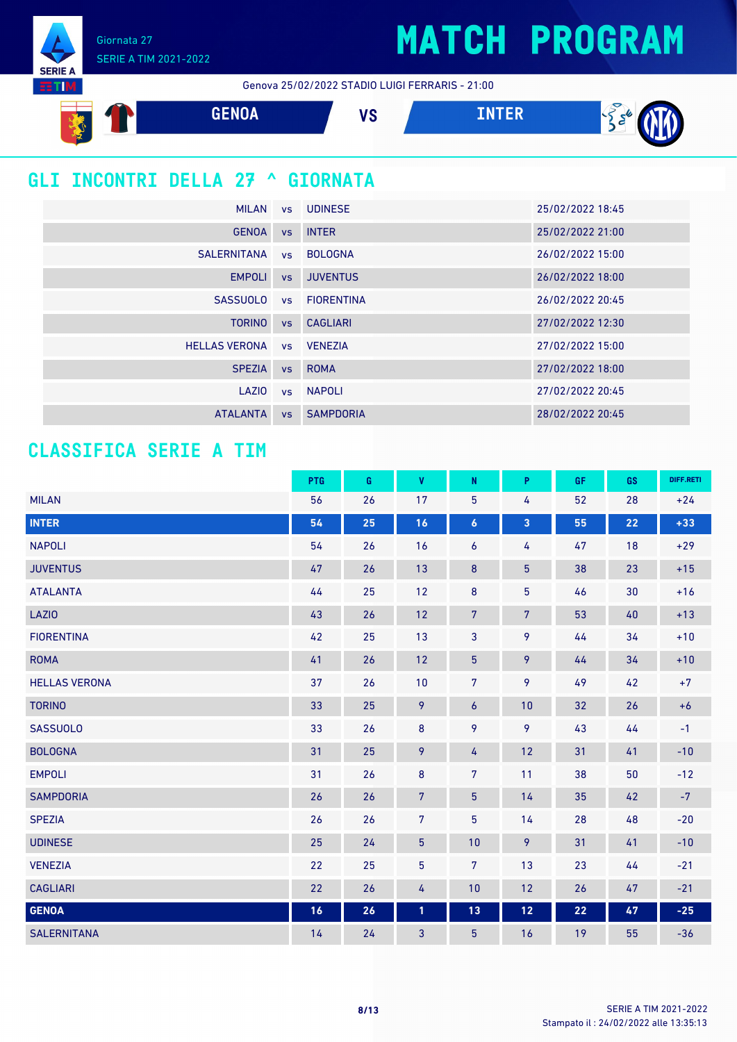# MATCH PROGRAM

Giornata 27
SERIE A TIM 2021-2022

Genova 25/02/2022 STADIO LUIGI FERRARIS - 21:00

**GENOA** VS **INTER**

## GLI INCONTRI DELLA 27 ^ GIORNATA

| | | | |
|---|---|---|---|
| MILAN | vs | UDINESE | 25/02/2022 18:45 |
| GENOA | vs | INTER | 25/02/2022 21:00 |
| SALERNITANA | vs | BOLOGNA | 26/02/2022 15:00 |
| EMPOLI | vs | JUVENTUS | 26/02/2022 18:00 |
| SASSUOLO | vs | FIORENTINA | 26/02/2022 20:45 |
| TORINO | vs | CAGLIARI | 27/02/2022 12:30 |
| HELLAS VERONA | vs | VENEZIA | 27/02/2022 15:00 |
| SPEZIA | vs | ROMA | 27/02/2022 18:00 |
| LAZIO | vs | NAPOLI | 27/02/2022 20:45 |
| ATALANTA | vs | SAMPDORIA | 28/02/2022 20:45 |

## CLASSIFICA SERIE A TIM

| | PTG | G | V | N | P | GF | GS | DIFF.RETI |
|---|---|---|---|---|---|---|---|---|
| MILAN | 56 | 26 | 17 | 5 | 4 | 52 | 28 | +24 |
| **INTER** | **54** | **25** | **16** | **6** | **3** | **55** | **22** | **+33** |
| NAPOLI | 54 | 26 | 16 | 6 | 4 | 47 | 18 | +29 |
| JUVENTUS | 47 | 26 | 13 | 8 | 5 | 38 | 23 | +15 |
| ATALANTA | 44 | 25 | 12 | 8 | 5 | 46 | 30 | +16 |
| LAZIO | 43 | 26 | 12 | 7 | 7 | 53 | 40 | +13 |
| FIORENTINA | 42 | 25 | 13 | 3 | 9 | 44 | 34 | +10 |
| ROMA | 41 | 26 | 12 | 5 | 9 | 44 | 34 | +10 |
| HELLAS VERONA | 37 | 26 | 10 | 7 | 9 | 49 | 42 | +7 |
| TORINO | 33 | 25 | 9 | 6 | 10 | 32 | 26 | +6 |
| SASSUOLO | 33 | 26 | 8 | 9 | 9 | 43 | 44 | -1 |
| BOLOGNA | 31 | 25 | 9 | 4 | 12 | 31 | 41 | -10 |
| EMPOLI | 31 | 26 | 8 | 7 | 11 | 38 | 50 | -12 |
| SAMPDORIA | 26 | 26 | 7 | 5 | 14 | 35 | 42 | -7 |
| SPEZIA | 26 | 26 | 7 | 5 | 14 | 28 | 48 | -20 |
| UDINESE | 25 | 24 | 5 | 10 | 9 | 31 | 41 | -10 |
| VENEZIA | 22 | 25 | 5 | 7 | 13 | 23 | 44 | -21 |
| CAGLIARI | 22 | 26 | 4 | 10 | 12 | 26 | 47 | -21 |
| **GENOA** | **16** | **26** | **1** | **13** | **12** | **22** | **47** | **-25** |
| SALERNITANA | 14 | 24 | 3 | 5 | 16 | 19 | 55 | -36 |

SERIE A TIM 2021-2022
Stampato il : 24/02/2022 alle 13:35:13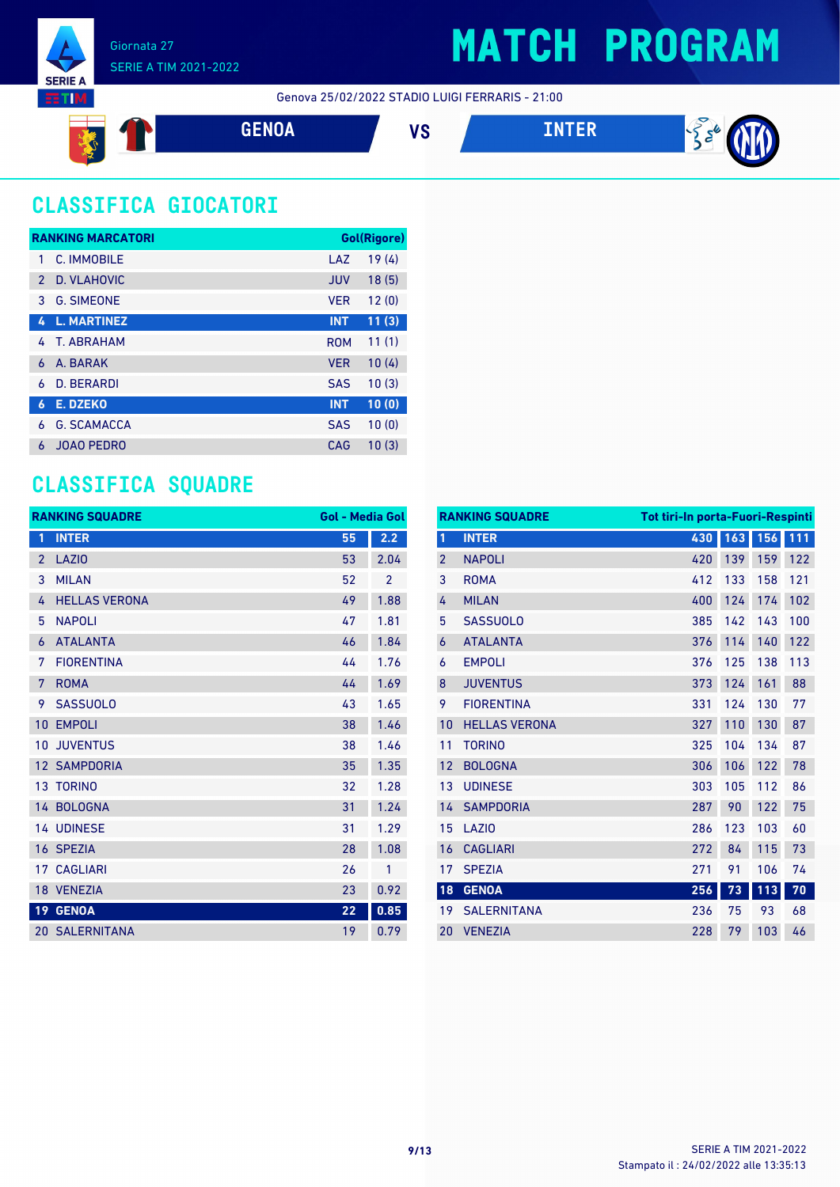Giornata 27
SERIE A TIM 2021-2022

# MATCH PROGRAM

Genova 25/02/2022 STADIO LUIGI FERRARIS - 21:00

**GENOA** VS **INTER**

## CLASSIFICA GIOCATORI

| RANKING MARCATORI | | | Gol(Rigore) |
|---|---|---|---|
| 1 | C. IMMOBILE | LAZ | 19 (4) |
| 2 | D. VLAHOVIC | JUV | 18 (5) |
| 3 | G. SIMEONE | VER | 12 (0) |
| **4** | **L. MARTINEZ** | **INT** | **11 (3)** |
| 4 | T. ABRAHAM | ROM | 11 (1) |
| 6 | A. BARAK | VER | 10 (4) |
| 6 | D. BERARDI | SAS | 10 (3) |
| **6** | **E. DZEKO** | **INT** | **10 (0)** |
| 6 | G. SCAMACCA | SAS | 10 (0) |
| 6 | JOAO PEDRO | CAG | 10 (3) |

## CLASSIFICA SQUADRE

| RANKING SQUADRE | | Gol | Media Gol |
|---|---|---|---|
| **1** | **INTER** | **55** | **2.2** |
| 2 | LAZIO | 53 | 2.04 |
| 3 | MILAN | 52 | 2 |
| 4 | HELLAS VERONA | 49 | 1.88 |
| 5 | NAPOLI | 47 | 1.81 |
| 6 | ATALANTA | 46 | 1.84 |
| 7 | FIORENTINA | 44 | 1.76 |
| 7 | ROMA | 44 | 1.69 |
| 9 | SASSUOLO | 43 | 1.65 |
| 10 | EMPOLI | 38 | 1.46 |
| 10 | JUVENTUS | 38 | 1.46 |
| 12 | SAMPDORIA | 35 | 1.35 |
| 13 | TORINO | 32 | 1.28 |
| 14 | BOLOGNA | 31 | 1.24 |
| 14 | UDINESE | 31 | 1.29 |
| 16 | SPEZIA | 28 | 1.08 |
| 17 | CAGLIARI | 26 | 1 |
| 18 | VENEZIA | 23 | 0.92 |
| **19** | **GENOA** | **22** | **0.85** |
| 20 | SALERNITANA | 19 | 0.79 |

| RANKING SQUADRE | | Tot tiri | In porta | Fuori | Respinti |
|---|---|---|---|---|---|
| **1** | **INTER** | **430** | **163** | **156** | **111** |
| 2 | NAPOLI | 420 | 139 | 159 | 122 |
| 3 | ROMA | 412 | 133 | 158 | 121 |
| 4 | MILAN | 400 | 124 | 174 | 102 |
| 5 | SASSUOLO | 385 | 142 | 143 | 100 |
| 6 | ATALANTA | 376 | 114 | 140 | 122 |
| 6 | EMPOLI | 376 | 125 | 138 | 113 |
| 8 | JUVENTUS | 373 | 124 | 161 | 88 |
| 9 | FIORENTINA | 331 | 124 | 130 | 77 |
| 10 | HELLAS VERONA | 327 | 110 | 130 | 87 |
| 11 | TORINO | 325 | 104 | 134 | 87 |
| 12 | BOLOGNA | 306 | 106 | 122 | 78 |
| 13 | UDINESE | 303 | 105 | 112 | 86 |
| 14 | SAMPDORIA | 287 | 90 | 122 | 75 |
| 15 | LAZIO | 286 | 123 | 103 | 60 |
| 16 | CAGLIARI | 272 | 84 | 115 | 73 |
| 17 | SPEZIA | 271 | 91 | 106 | 74 |
| **18** | **GENOA** | **256** | **73** | **113** | **70** |
| 19 | SALERNITANA | 236 | 75 | 93 | 68 |
| 20 | VENEZIA | 228 | 79 | 103 | 46 |

SERIE A TIM 2021-2022
Stampato il : 24/02/2022 alle 13:35:13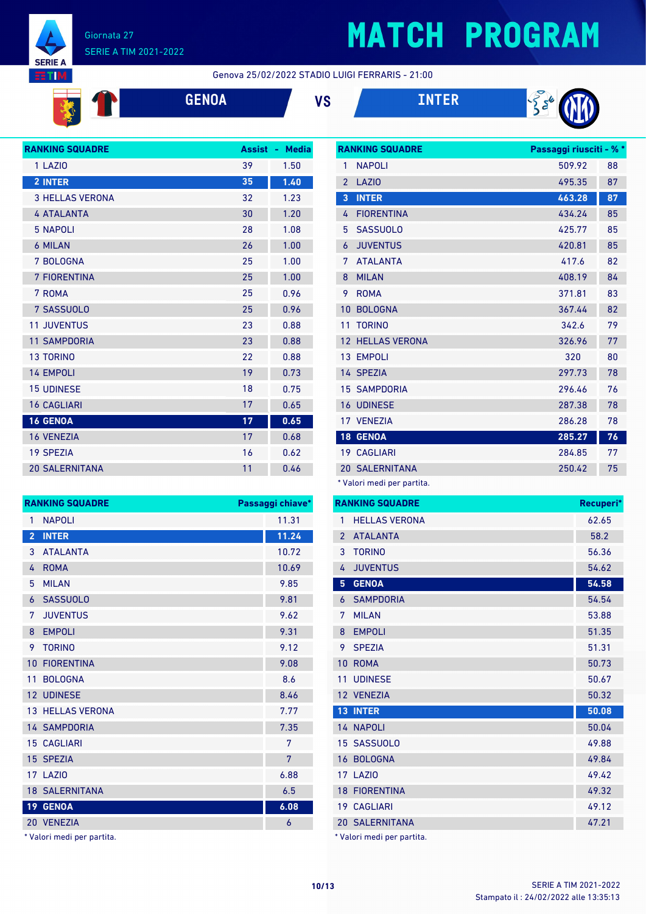# MATCH PROGRAM

Giornata 27
SERIE A TIM 2021-2022

Genova 25/02/2022 STADIO LUIGI FERRARIS - 21:00

**GENOA** VS **INTER**

| RANKING SQUADRE | Assist | Media |
|---|---|---|
| 1 LAZIO | 39 | 1.50 |
| 2 INTER | 35 | 1.40 |
| 3 HELLAS VERONA | 32 | 1.23 |
| 4 ATALANTA | 30 | 1.20 |
| 5 NAPOLI | 28 | 1.08 |
| 6 MILAN | 26 | 1.00 |
| 7 BOLOGNA | 25 | 1.00 |
| 7 FIORENTINA | 25 | 1.00 |
| 7 ROMA | 25 | 0.96 |
| 7 SASSUOLO | 25 | 0.96 |
| 11 JUVENTUS | 23 | 0.88 |
| 11 SAMPDORIA | 23 | 0.88 |
| 13 TORINO | 22 | 0.88 |
| 14 EMPOLI | 19 | 0.73 |
| 15 UDINESE | 18 | 0.75 |
| 16 CAGLIARI | 17 | 0.65 |
| 16 GENOA | 17 | 0.65 |
| 16 VENEZIA | 17 | 0.68 |
| 19 SPEZIA | 16 | 0.62 |
| 20 SALERNITANA | 11 | 0.46 |

| RANKING SQUADRE | Passaggi riusciti | % * |
|---|---|---|
| 1 NAPOLI | 509.92 | 88 |
| 2 LAZIO | 495.35 | 87 |
| 3 INTER | 463.28 | 87 |
| 4 FIORENTINA | 434.24 | 85 |
| 5 SASSUOLO | 425.77 | 85 |
| 6 JUVENTUS | 420.81 | 85 |
| 7 ATALANTA | 417.6 | 82 |
| 8 MILAN | 408.19 | 84 |
| 9 ROMA | 371.81 | 83 |
| 10 BOLOGNA | 367.44 | 82 |
| 11 TORINO | 342.6 | 79 |
| 12 HELLAS VERONA | 326.96 | 77 |
| 13 EMPOLI | 320 | 80 |
| 14 SPEZIA | 297.73 | 78 |
| 15 SAMPDORIA | 296.46 | 76 |
| 16 UDINESE | 287.38 | 78 |
| 17 VENEZIA | 286.28 | 78 |
| 18 GENOA | 285.27 | 76 |
| 19 CAGLIARI | 284.85 | 77 |
| 20 SALERNITANA | 250.42 | 75 |

* Valori medi per partita.

| RANKING SQUADRE | Passaggi chiave* |
|---|---|
| 1 NAPOLI | 11.31 |
| 2 INTER | 11.24 |
| 3 ATALANTA | 10.72 |
| 4 ROMA | 10.69 |
| 5 MILAN | 9.85 |
| 6 SASSUOLO | 9.81 |
| 7 JUVENTUS | 9.62 |
| 8 EMPOLI | 9.31 |
| 9 TORINO | 9.12 |
| 10 FIORENTINA | 9.08 |
| 11 BOLOGNA | 8.6 |
| 12 UDINESE | 8.46 |
| 13 HELLAS VERONA | 7.77 |
| 14 SAMPDORIA | 7.35 |
| 15 CAGLIARI | 7 |
| 15 SPEZIA | 7 |
| 17 LAZIO | 6.88 |
| 18 SALERNITANA | 6.5 |
| 19 GENOA | 6.08 |
| 20 VENEZIA | 6 |

* Valori medi per partita.

| RANKING SQUADRE | Recuperi* |
|---|---|
| 1 HELLAS VERONA | 62.65 |
| 2 ATALANTA | 58.2 |
| 3 TORINO | 56.36 |
| 4 JUVENTUS | 54.62 |
| 5 GENOA | 54.58 |
| 6 SAMPDORIA | 54.54 |
| 7 MILAN | 53.88 |
| 8 EMPOLI | 51.35 |
| 9 SPEZIA | 51.31 |
| 10 ROMA | 50.73 |
| 11 UDINESE | 50.67 |
| 12 VENEZIA | 50.32 |
| 13 INTER | 50.08 |
| 14 NAPOLI | 50.04 |
| 15 SASSUOLO | 49.88 |
| 16 BOLOGNA | 49.84 |
| 17 LAZIO | 49.42 |
| 18 FIORENTINA | 49.32 |
| 19 CAGLIARI | 49.12 |
| 20 SALERNITANA | 47.21 |

* Valori medi per partita.

SERIE A TIM 2021-2022
Stampato il : 24/02/2022 alle 13:35:13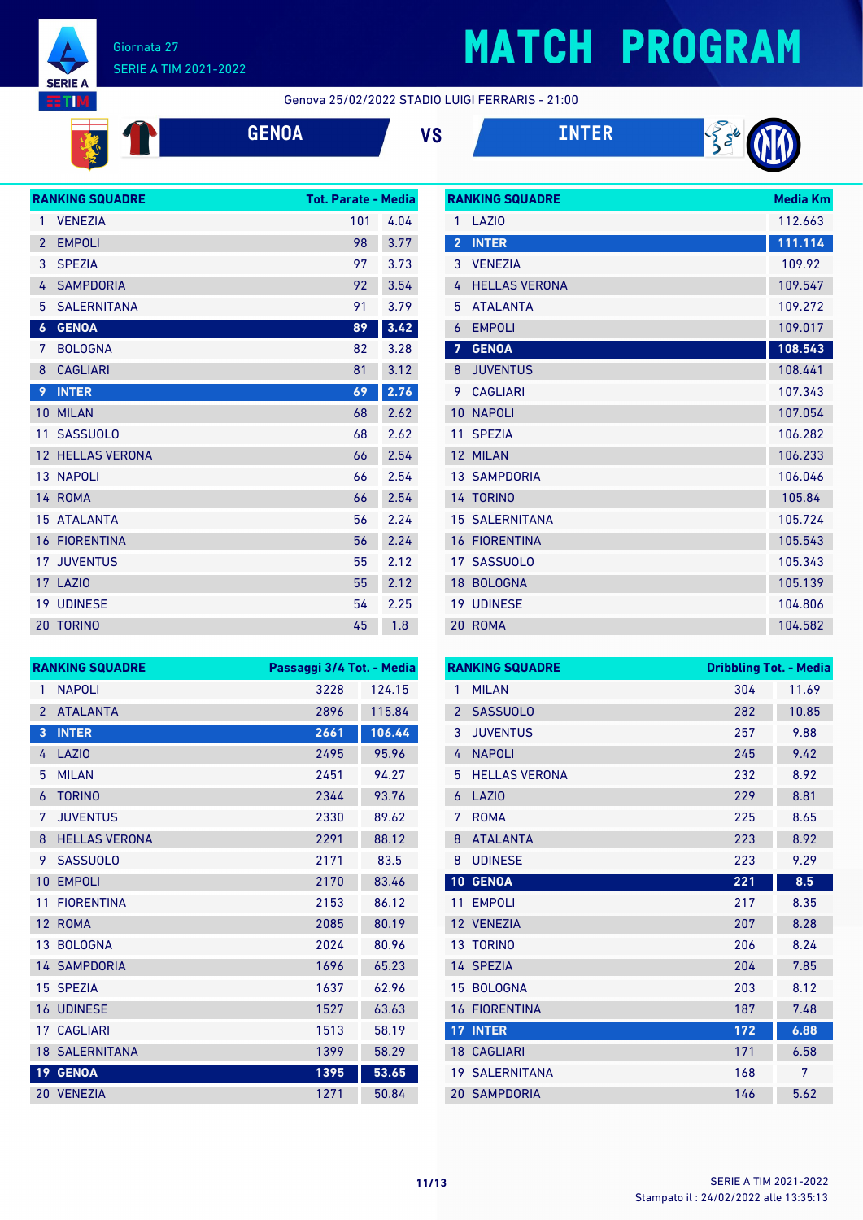# MATCH PROGRAM

Giornata 27
SERIE A TIM 2021-2022

Genova 25/02/2022 STADIO LUIGI FERRARIS - 21:00

**GENOA** VS **INTER**

| RANKING SQUADRE | | Tot. Parate | Media |
|---|---|---|---|
| 1 | VENEZIA | 101 | 4.04 |
| 2 | EMPOLI | 98 | 3.77 |
| 3 | SPEZIA | 97 | 3.73 |
| 4 | SAMPDORIA | 92 | 3.54 |
| 5 | SALERNITANA | 91 | 3.79 |
| 6 | GENOA | 89 | 3.42 |
| 7 | BOLOGNA | 82 | 3.28 |
| 8 | CAGLIARI | 81 | 3.12 |
| 9 | INTER | 69 | 2.76 |
| 10 | MILAN | 68 | 2.62 |
| 11 | SASSUOLO | 68 | 2.62 |
| 12 | HELLAS VERONA | 66 | 2.54 |
| 13 | NAPOLI | 66 | 2.54 |
| 14 | ROMA | 66 | 2.54 |
| 15 | ATALANTA | 56 | 2.24 |
| 16 | FIORENTINA | 56 | 2.24 |
| 17 | JUVENTUS | 55 | 2.12 |
| 17 | LAZIO | 55 | 2.12 |
| 19 | UDINESE | 54 | 2.25 |
| 20 | TORINO | 45 | 1.8 |

| RANKING SQUADRE | | Media Km |
|---|---|---|
| 1 | LAZIO | 112.663 |
| 2 | INTER | 111.114 |
| 3 | VENEZIA | 109.92 |
| 4 | HELLAS VERONA | 109.547 |
| 5 | ATALANTA | 109.272 |
| 6 | EMPOLI | 109.017 |
| 7 | GENOA | 108.543 |
| 8 | JUVENTUS | 108.441 |
| 9 | CAGLIARI | 107.343 |
| 10 | NAPOLI | 107.054 |
| 11 | SPEZIA | 106.282 |
| 12 | MILAN | 106.233 |
| 13 | SAMPDORIA | 106.046 |
| 14 | TORINO | 105.84 |
| 15 | SALERNITANA | 105.724 |
| 16 | FIORENTINA | 105.543 |
| 17 | SASSUOLO | 105.343 |
| 18 | BOLOGNA | 105.139 |
| 19 | UDINESE | 104.806 |
| 20 | ROMA | 104.582 |

| RANKING SQUADRE | | Passaggi 3/4 Tot. | Media |
|---|---|---|---|
| 1 | NAPOLI | 3228 | 124.15 |
| 2 | ATALANTA | 2896 | 115.84 |
| 3 | INTER | 2661 | 106.44 |
| 4 | LAZIO | 2495 | 95.96 |
| 5 | MILAN | 2451 | 94.27 |
| 6 | TORINO | 2344 | 93.76 |
| 7 | JUVENTUS | 2330 | 89.62 |
| 8 | HELLAS VERONA | 2291 | 88.12 |
| 9 | SASSUOLO | 2171 | 83.5 |
| 10 | EMPOLI | 2170 | 83.46 |
| 11 | FIORENTINA | 2153 | 86.12 |
| 12 | ROMA | 2085 | 80.19 |
| 13 | BOLOGNA | 2024 | 80.96 |
| 14 | SAMPDORIA | 1696 | 65.23 |
| 15 | SPEZIA | 1637 | 62.96 |
| 16 | UDINESE | 1527 | 63.63 |
| 17 | CAGLIARI | 1513 | 58.19 |
| 18 | SALERNITANA | 1399 | 58.29 |
| 19 | GENOA | 1395 | 53.65 |
| 20 | VENEZIA | 1271 | 50.84 |

| RANKING SQUADRE | | Dribbling Tot. | Media |
|---|---|---|---|
| 1 | MILAN | 304 | 11.69 |
| 2 | SASSUOLO | 282 | 10.85 |
| 3 | JUVENTUS | 257 | 9.88 |
| 4 | NAPOLI | 245 | 9.42 |
| 5 | HELLAS VERONA | 232 | 8.92 |
| 6 | LAZIO | 229 | 8.81 |
| 7 | ROMA | 225 | 8.65 |
| 8 | ATALANTA | 223 | 8.92 |
| 8 | UDINESE | 223 | 9.29 |
| 10 | GENOA | 221 | 8.5 |
| 11 | EMPOLI | 217 | 8.35 |
| 12 | VENEZIA | 207 | 8.28 |
| 13 | TORINO | 206 | 8.24 |
| 14 | SPEZIA | 204 | 7.85 |
| 15 | BOLOGNA | 203 | 8.12 |
| 16 | FIORENTINA | 187 | 7.48 |
| 17 | INTER | 172 | 6.88 |
| 18 | CAGLIARI | 171 | 6.58 |
| 19 | SALERNITANA | 168 | 7 |
| 20 | SAMPDORIA | 146 | 5.62 |

SERIE A TIM 2021-2022
Stampato il : 24/02/2022 alle 13:35:13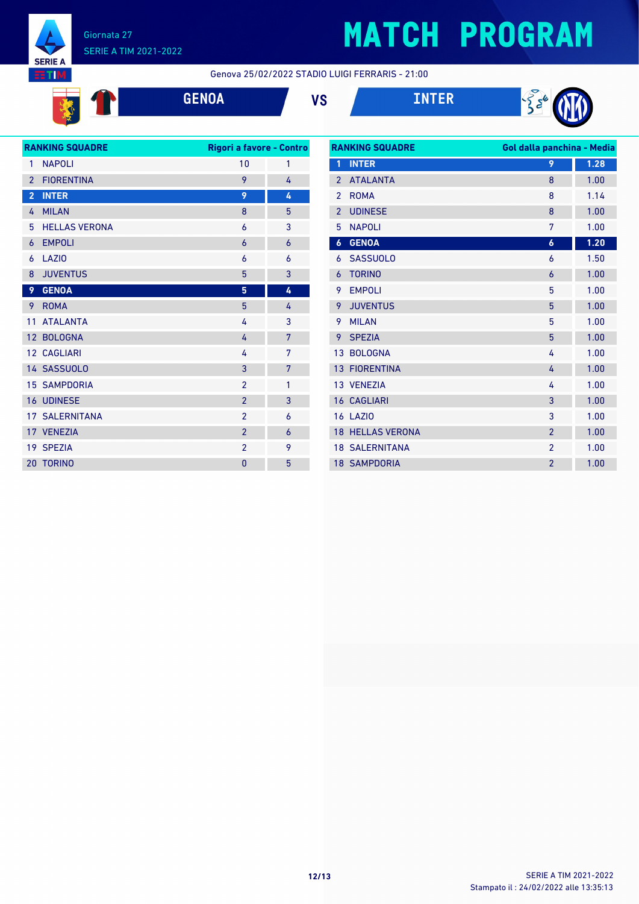Giornata 27

SERIE A TIM 2021-2022

# MATCH PROGRAM

Genova 25/02/2022 STADIO LUIGI FERRARIS - 21:00

## GENOA VS INTER

| RANKING SQUADRE | | Rigori a favore | Contro |
|---|---|---|---|
| 1 | NAPOLI | 10 | 1 |
| 2 | FIORENTINA | 9 | 4 |
| 2 | INTER | 9 | 4 |
| 4 | MILAN | 8 | 5 |
| 5 | HELLAS VERONA | 6 | 3 |
| 6 | EMPOLI | 6 | 6 |
| 6 | LAZIO | 6 | 6 |
| 8 | JUVENTUS | 5 | 3 |
| 9 | GENOA | 5 | 4 |
| 9 | ROMA | 5 | 4 |
| 11 | ATALANTA | 4 | 3 |
| 12 | BOLOGNA | 4 | 7 |
| 12 | CAGLIARI | 4 | 7 |
| 14 | SASSUOLO | 3 | 7 |
| 15 | SAMPDORIA | 2 | 1 |
| 16 | UDINESE | 2 | 3 |
| 17 | SALERNITANA | 2 | 6 |
| 17 | VENEZIA | 2 | 6 |
| 19 | SPEZIA | 2 | 9 |
| 20 | TORINO | 0 | 5 |

| RANKING SQUADRE | | Gol dalla panchina | Media |
|---|---|---|---|
| 1 | INTER | 9 | 1.28 |
| 2 | ATALANTA | 8 | 1.00 |
| 2 | ROMA | 8 | 1.14 |
| 2 | UDINESE | 8 | 1.00 |
| 5 | NAPOLI | 7 | 1.00 |
| 6 | GENOA | 6 | 1.20 |
| 6 | SASSUOLO | 6 | 1.50 |
| 6 | TORINO | 6 | 1.00 |
| 9 | EMPOLI | 5 | 1.00 |
| 9 | JUVENTUS | 5 | 1.00 |
| 9 | MILAN | 5 | 1.00 |
| 9 | SPEZIA | 5 | 1.00 |
| 13 | BOLOGNA | 4 | 1.00 |
| 13 | FIORENTINA | 4 | 1.00 |
| 13 | VENEZIA | 4 | 1.00 |
| 16 | CAGLIARI | 3 | 1.00 |
| 16 | LAZIO | 3 | 1.00 |
| 18 | HELLAS VERONA | 2 | 1.00 |
| 18 | SALERNITANA | 2 | 1.00 |
| 18 | SAMPDORIA | 2 | 1.00 |

Stampato il : 24/02/2022 alle 13:35:13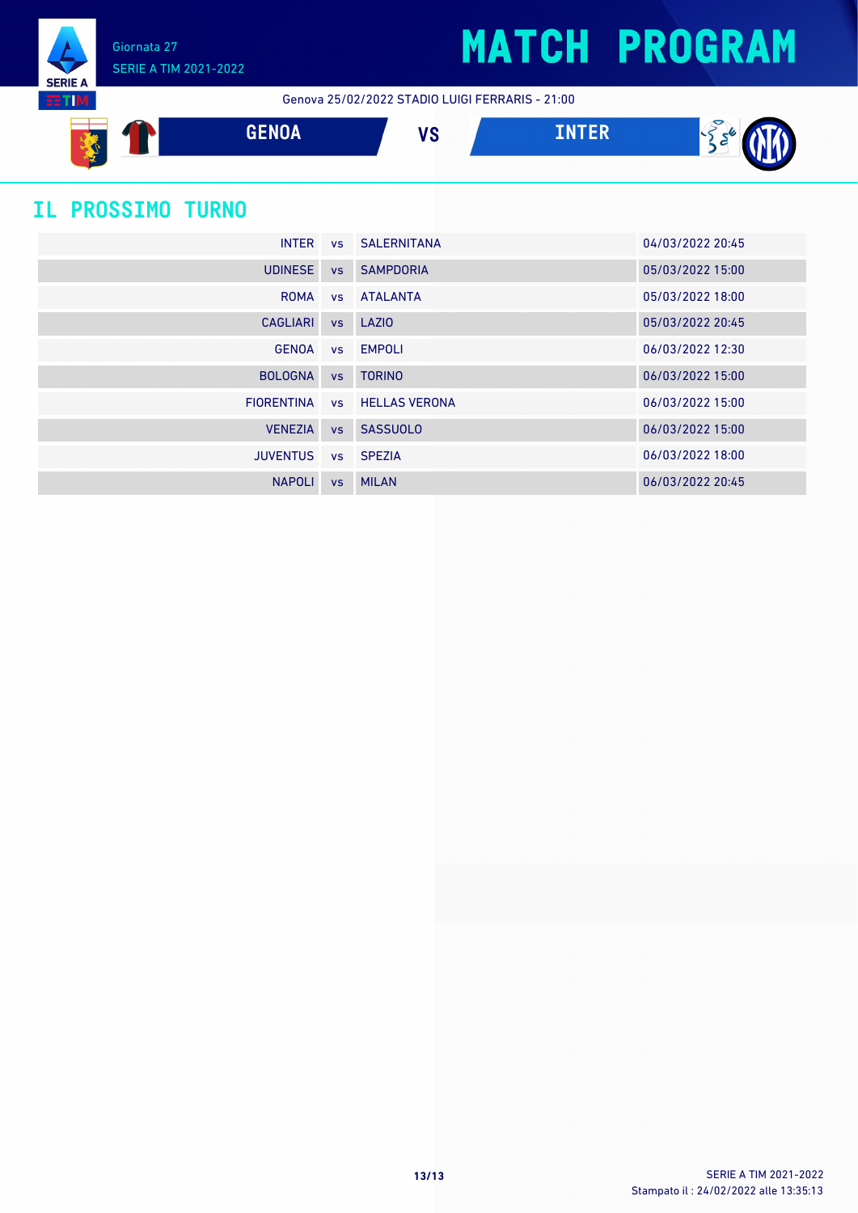Giornata 27
SERIE A TIM 2021-2022

# MATCH PROGRAM

Genova 25/02/2022 STADIO LUIGI FERRARIS - 21:00

**GENOA** VS **INTER**

## IL PROSSIMO TURNO

| | | | |
|---|---|---|---|
| INTER | vs | SALERNITANA | 04/03/2022 20:45 |
| UDINESE | vs | SAMPDORIA | 05/03/2022 15:00 |
| ROMA | vs | ATALANTA | 05/03/2022 18:00 |
| CAGLIARI | vs | LAZIO | 05/03/2022 20:45 |
| GENOA | vs | EMPOLI | 06/03/2022 12:30 |
| BOLOGNA | vs | TORINO | 06/03/2022 15:00 |
| FIORENTINA | vs | HELLAS VERONA | 06/03/2022 15:00 |
| VENEZIA | vs | SASSUOLO | 06/03/2022 15:00 |
| JUVENTUS | vs | SPEZIA | 06/03/2022 18:00 |
| NAPOLI | vs | MILAN | 06/03/2022 20:45 |

SERIE A TIM 2021-2022
Stampato il : 24/02/2022 alle 13:35:13